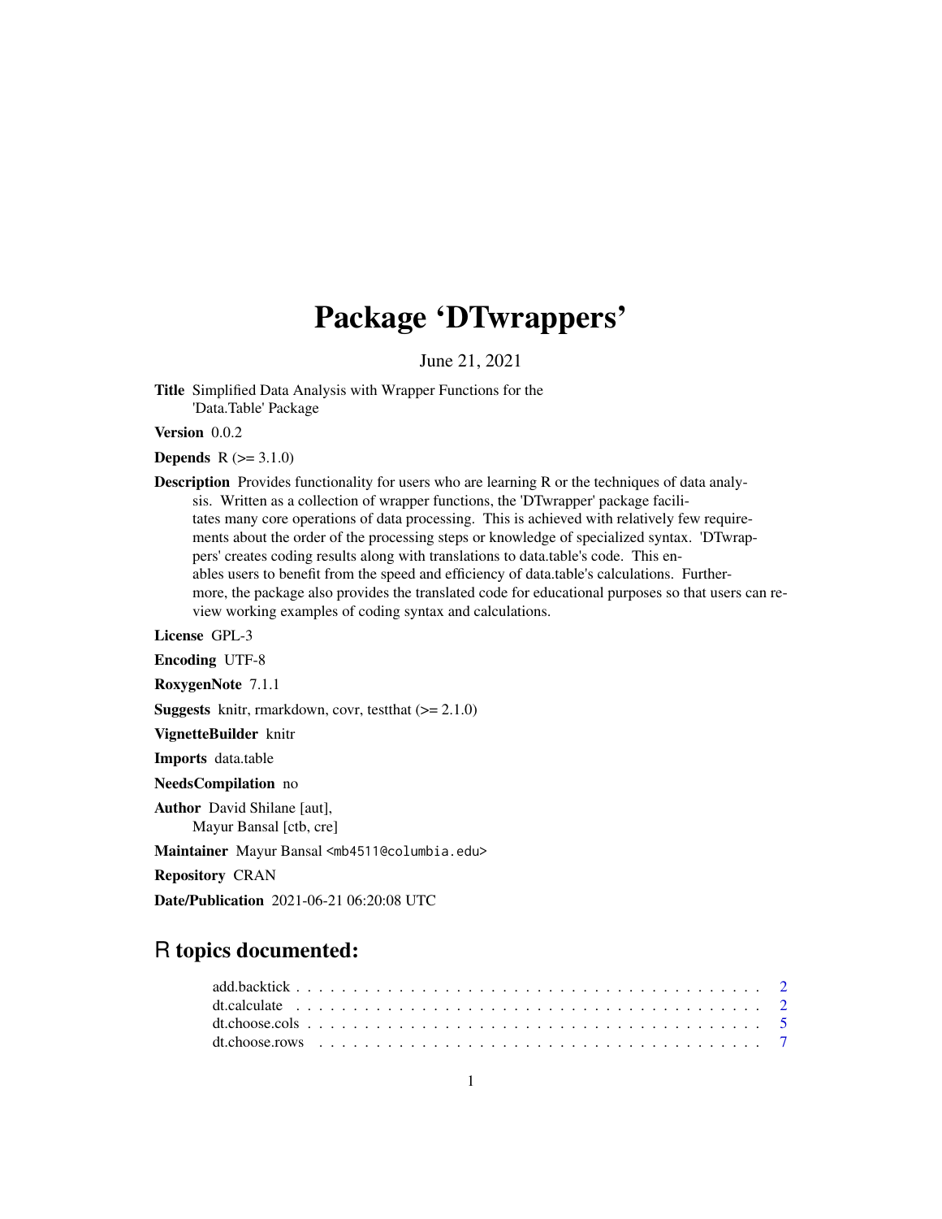# Package 'DTwrappers'

June 21, 2021

**Title** Simplified Data Analysis with Wrapper Functions for the 'Data.Table' Package

**Version** 0.0.2

**Depends** R (>= 3.1.0)

**Description** Provides functionality for users who are learning R or the techniques of data analysis. Written as a collection of wrapper functions, the 'DTwrapper' package facilitates many core operations of data processing. This is achieved with relatively few requirements about the order of the processing steps or knowledge of specialized syntax. 'DTwrappers' creates coding results along with translations to data.table's code. This enables users to benefit from the speed and efficiency of data.table's calculations. Furthermore, the package also provides the translated code for educational purposes so that users can review working examples of coding syntax and calculations.

**License** GPL-3

**Encoding** UTF-8

**RoxygenNote** 7.1.1

**Suggests** knitr, rmarkdown, covr, testthat (>= 2.1.0)

**VignetteBuilder** knitr

**Imports** data.table

**NeedsCompilation** no

**Author** David Shilane [aut],
Mayur Bansal [ctb, cre]

**Maintainer** Mayur Bansal <mb4511@columbia.edu>

**Repository** CRAN

**Date/Publication** 2021-06-21 06:20:08 UTC

## R topics documented:

add.backtick . . . . . . . . . . . . . . . . . . . . . . . . . . . . . . . . . . . . . . . . 2
dt.calculate . . . . . . . . . . . . . . . . . . . . . . . . . . . . . . . . . . . . . . . . 2
dt.choose.cols . . . . . . . . . . . . . . . . . . . . . . . . . . . . . . . . . . . . . . . 5
dt.choose.rows . . . . . . . . . . . . . . . . . . . . . . . . . . . . . . . . . . . . . . . 7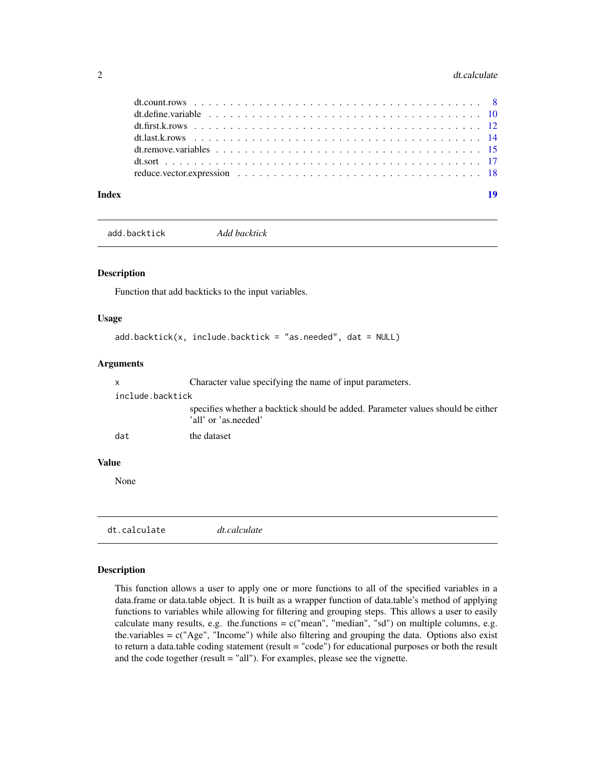| | |
|---|---|
| dt.count.rows | 8 |
| dt.define.variable | 10 |
| dt.first.k.rows | 12 |
| dt.last.k.rows | 14 |
| dt.remove.variables | 15 |
| dt.sort | 17 |
| reduce.vector.expression | 18 |
| **Index** | **19** |

---

## `add.backtick` *Add backtick*

### Description

Function that add backticks to the input variables.

### Usage

```
add.backtick(x, include.backtick = "as.needed", dat = NULL)
```

### Arguments

| | |
|---|---|
| `x` | Character value specifying the name of input parameters. |
| `include.backtick` | specifies whether a backtick should be added. Parameter values should be either 'all' or 'as.needed' |
| `dat` | the dataset |

### Value

None

---

## `dt.calculate` *dt.calculate*

### Description

This function allows a user to apply one or more functions to all of the specified variables in a data.frame or data.table object. It is built as a wrapper function of data.table's method of applying functions to variables while allowing for filtering and grouping steps. This allows a user to easily calculate many results, e.g. the.functions = c("mean", "median", "sd") on multiple columns, e.g. the.variables = c("Age", "Income") while also filtering and grouping the data. Options also exist to return a data.table coding statement (result = "code") for educational purposes or both the result and the code together (result = "all"). For examples, please see the vignette.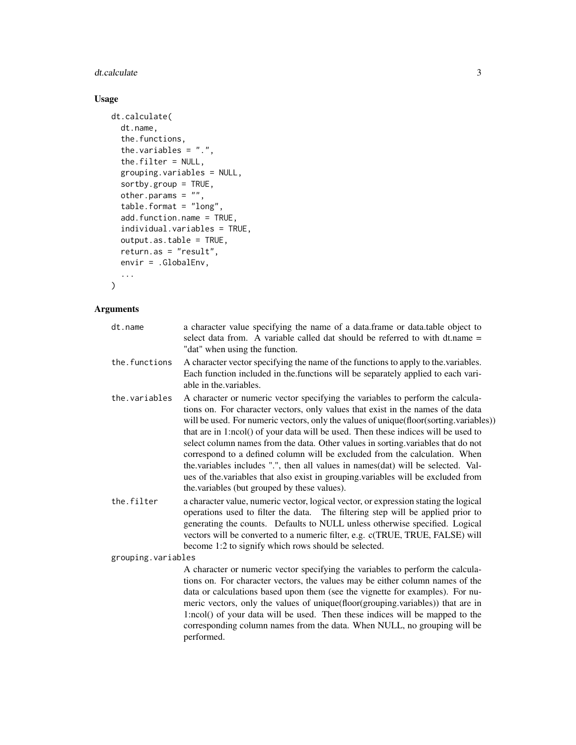## Usage

```
dt.calculate(
  dt.name,
  the.functions,
  the.variables = ".",
  the.filter = NULL,
  grouping.variables = NULL,
  sortby.group = TRUE,
  other.params = "",
  table.format = "long",
  add.function.name = TRUE,
  individual.variables = TRUE,
  output.as.table = TRUE,
  return.as = "result",
  envir = .GlobalEnv,
  ...
)
```

## Arguments

| Argument | Description |
|---|---|
| dt.name | a character value specifying the name of a data.frame or data.table object to select data from. A variable called dat should be referred to with dt.name = "dat" when using the function. |
| the.functions | A character vector specifying the name of the functions to apply to the.variables. Each function included in the.functions will be separately applied to each variable in the.variables. |
| the.variables | A character or numeric vector specifying the variables to perform the calculations on. For character vectors, only values that exist in the names of the data will be used. For numeric vectors, only the values of unique(floor(sorting.variables)) that are in 1:ncol() of your data will be used. Then these indices will be used to select column names from the data. Other values in sorting.variables that do not correspond to a defined column will be excluded from the calculation. When the.variables includes ".", then all values in names(dat) will be selected. Values of the.variables that also exist in grouping.variables will be excluded from the.variables (but grouped by these values). |
| the.filter | a character value, numeric vector, logical vector, or expression stating the logical operations used to filter the data. The filtering step will be applied prior to generating the counts. Defaults to NULL unless otherwise specified. Logical vectors will be converted to a numeric filter, e.g. c(TRUE, TRUE, FALSE) will become 1:2 to signify which rows should be selected. |
| grouping.variables | A character or numeric vector specifying the variables to perform the calculations on. For character vectors, the values may be either column names of the data or calculations based upon them (see the vignette for examples). For numeric vectors, only the values of unique(floor(grouping.variables)) that are in 1:ncol() of your data will be used. Then these indices will be mapped to the corresponding column names from the data. When NULL, no grouping will be performed. |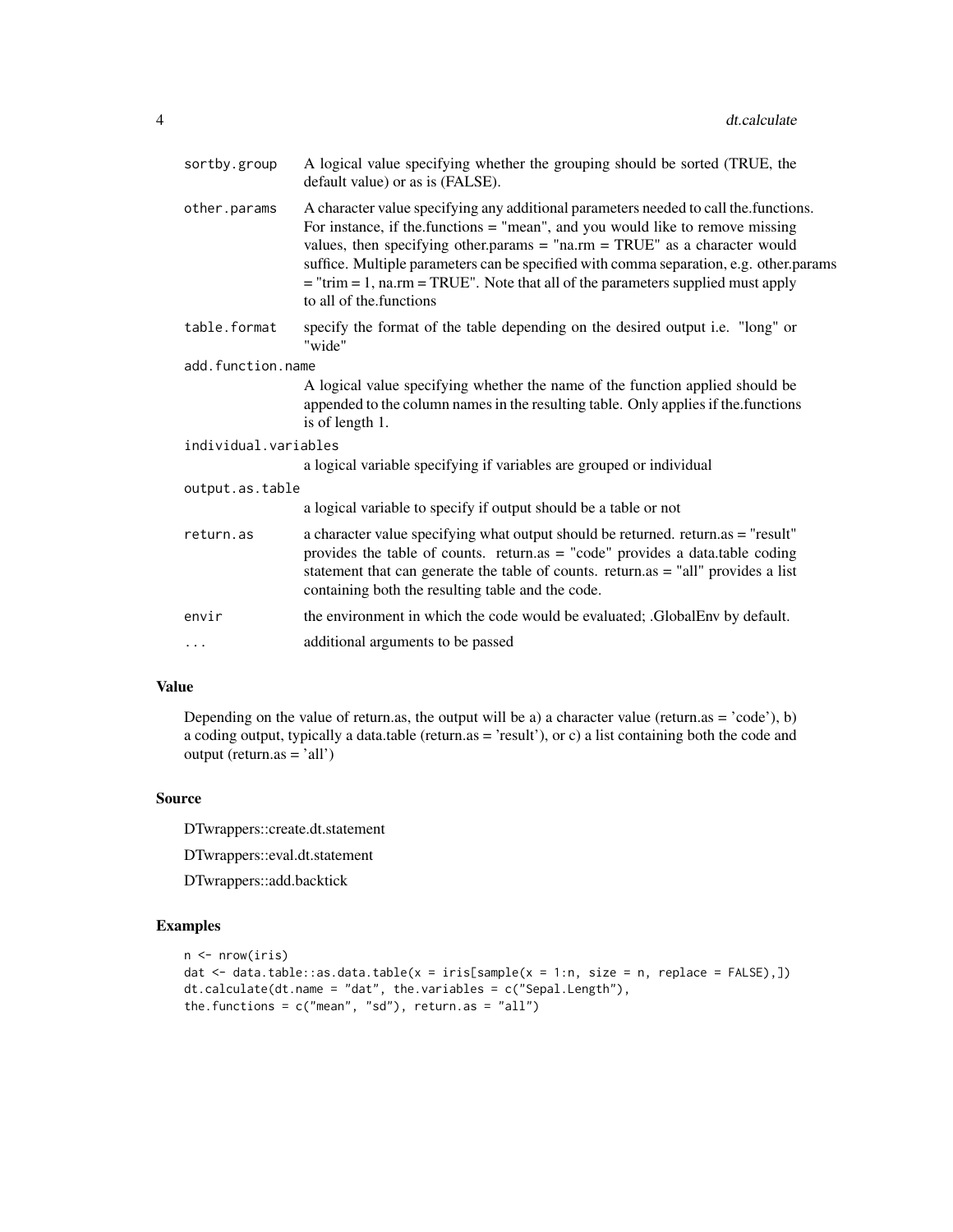| | |
|---|---|
| `sortby.group` | A logical value specifying whether the grouping should be sorted (TRUE, the default value) or as is (FALSE). |
| `other.params` | A character value specifying any additional parameters needed to call the.functions. For instance, if the.functions = "mean", and you would like to remove missing values, then specifying other.params = "na.rm = TRUE" as a character would suffice. Multiple parameters can be specified with comma separation, e.g. other.params = "trim = 1, na.rm = TRUE". Note that all of the parameters supplied must apply to all of the.functions |
| `table.format` | specify the format of the table depending on the desired output i.e. "long" or "wide" |
| `add.function.name` | A logical value specifying whether the name of the function applied should be appended to the column names in the resulting table. Only applies if the.functions is of length 1. |
| `individual.variables` | a logical variable specifying if variables are grouped or individual |
| `output.as.table` | a logical variable to specify if output should be a table or not |
| `return.as` | a character value specifying what output should be returned. return.as = "result" provides the table of counts. return.as = "code" provides a data.table coding statement that can generate the table of counts. return.as = "all" provides a list containing both the resulting table and the code. |
| `envir` | the environment in which the code would be evaluated; .GlobalEnv by default. |
| `...` | additional arguments to be passed |

## Value

Depending on the value of return.as, the output will be a) a character value (return.as = 'code'), b) a coding output, typically a data.table (return.as = 'result'), or c) a list containing both the code and output (return.as = 'all')

## Source

DTwrappers::create.dt.statement

DTwrappers::eval.dt.statement

DTwrappers::add.backtick

## Examples

```
n <- nrow(iris)
dat <- data.table::as.data.table(x = iris[sample(x = 1:n, size = n, replace = FALSE),])
dt.calculate(dt.name = "dat", the.variables = c("Sepal.Length"),
the.functions = c("mean", "sd"), return.as = "all")
```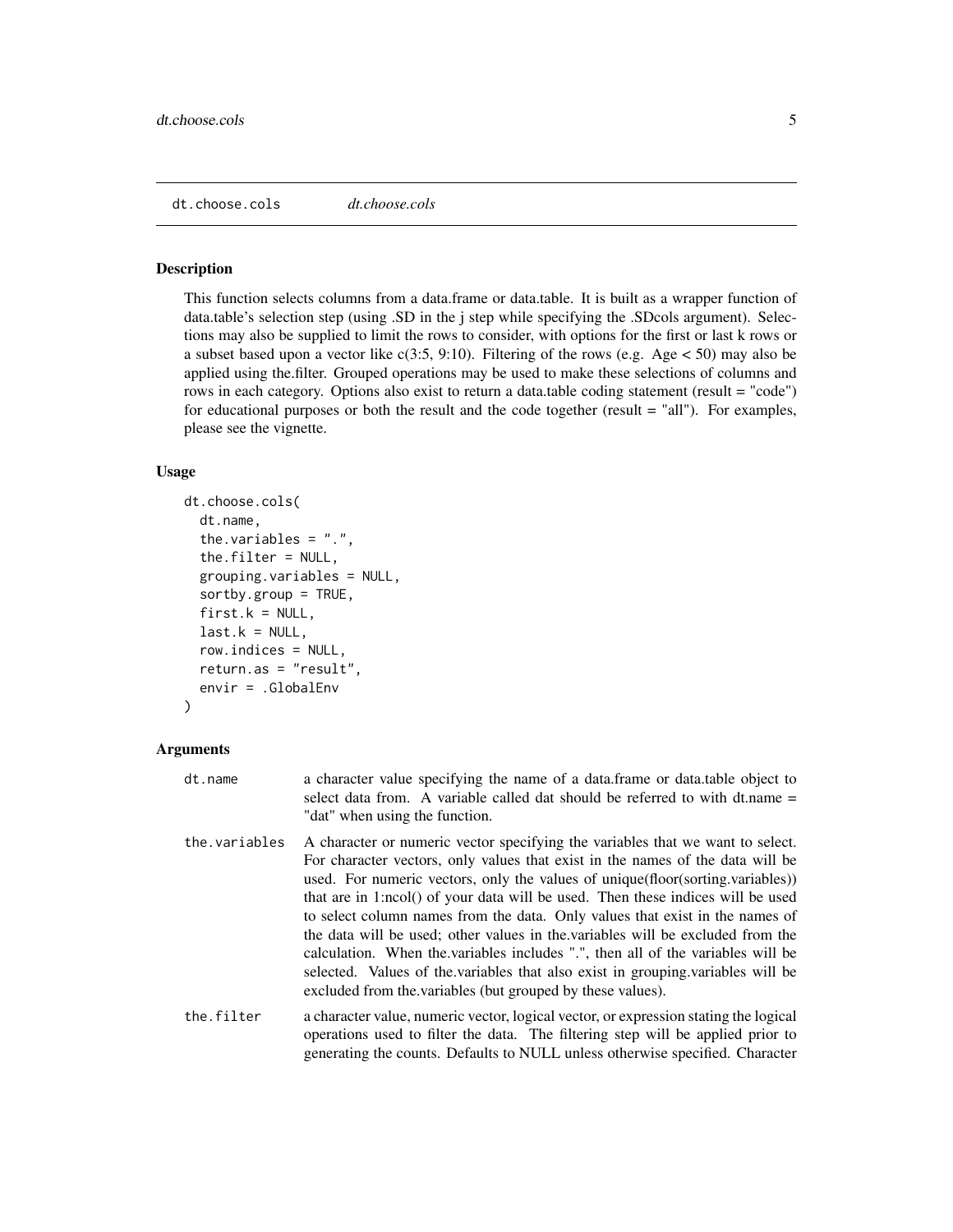## dt.choose.cols *dt.choose.cols*

### Description

This function selects columns from a data.frame or data.table. It is built as a wrapper function of data.table's selection step (using .SD in the j step while specifying the .SDcols argument). Selections may also be supplied to limit the rows to consider, with options for the first or last k rows or a subset based upon a vector like c(3:5, 9:10). Filtering of the rows (e.g. Age < 50) may also be applied using the.filter. Grouped operations may be used to make these selections of columns and rows in each category. Options also exist to return a data.table coding statement (result = "code") for educational purposes or both the result and the code together (result = "all"). For examples, please see the vignette.

### Usage

```
dt.choose.cols(
  dt.name,
  the.variables = ".",
  the.filter = NULL,
  grouping.variables = NULL,
  sortby.group = TRUE,
  first.k = NULL,
  last.k = NULL,
  row.indices = NULL,
  return.as = "result",
  envir = .GlobalEnv
)
```

### Arguments

| | |
|---|---|
| dt.name | a character value specifying the name of a data.frame or data.table object to select data from. A variable called dat should be referred to with dt.name = "dat" when using the function. |
| the.variables | A character or numeric vector specifying the variables that we want to select. For character vectors, only values that exist in the names of the data will be used. For numeric vectors, only the values of unique(floor(sorting.variables)) that are in 1:ncol() of your data will be used. Then these indices will be used to select column names from the data. Only values that exist in the names of the data will be used; other values in the.variables will be excluded from the calculation. When the.variables includes ".", then all of the variables will be selected. Values of the.variables that also exist in grouping.variables will be excluded from the.variables (but grouped by these values). |
| the.filter | a character value, numeric vector, logical vector, or expression stating the logical operations used to filter the data. The filtering step will be applied prior to generating the counts. Defaults to NULL unless otherwise specified. Character |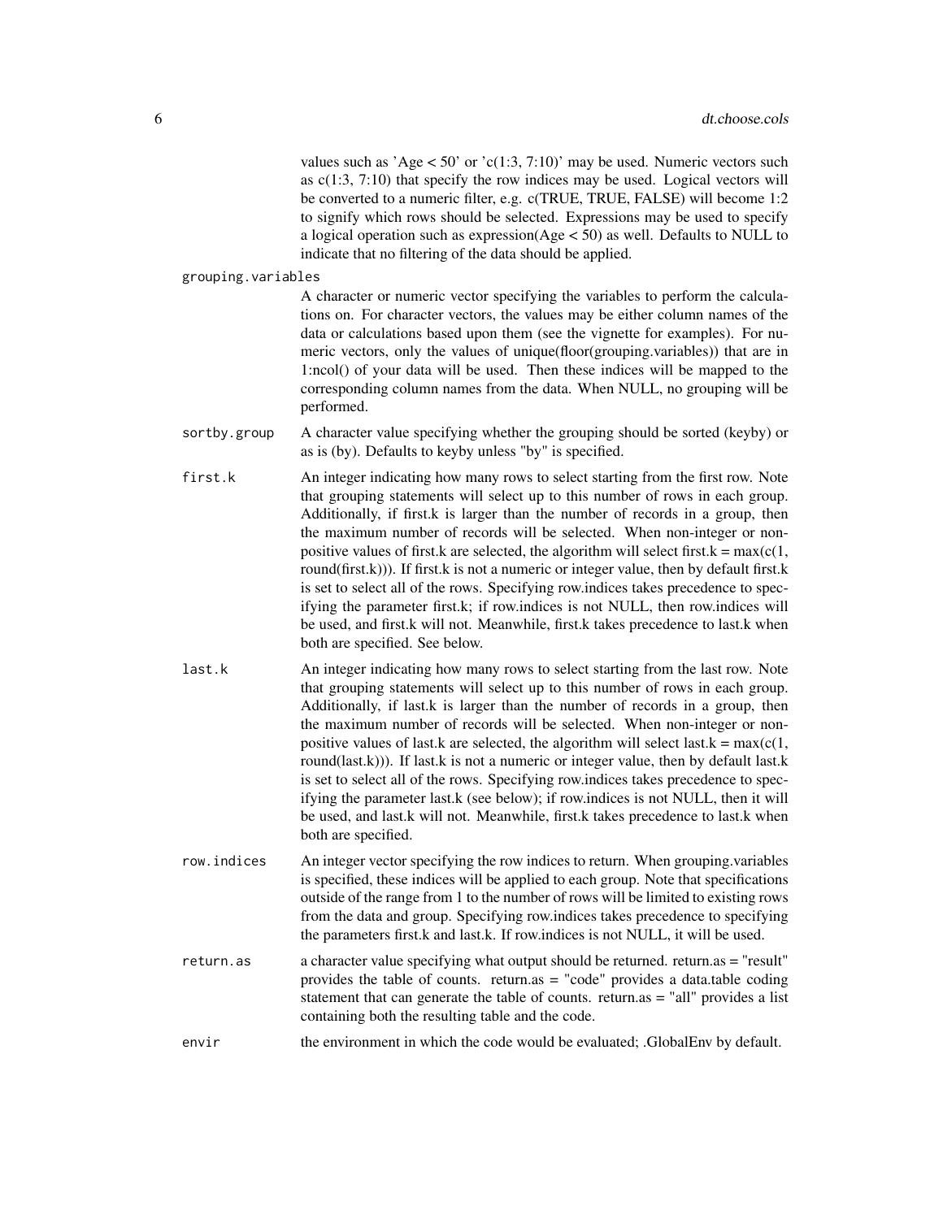values such as 'Age < 50' or 'c(1:3, 7:10)' may be used. Numeric vectors such as c(1:3, 7:10) that specify the row indices may be used. Logical vectors will be converted to a numeric filter, e.g. c(TRUE, TRUE, FALSE) will become 1:2 to signify which rows should be selected. Expressions may be used to specify a logical operation such as expression(Age < 50) as well. Defaults to NULL to indicate that no filtering of the data should be applied.

**grouping.variables**
A character or numeric vector specifying the variables to perform the calculations on. For character vectors, the values may be either column names of the data or calculations based upon them (see the vignette for examples). For numeric vectors, only the values of unique(floor(grouping.variables)) that are in 1:ncol() of your data will be used. Then these indices will be mapped to the corresponding column names from the data. When NULL, no grouping will be performed.

**sortby.group**
A character value specifying whether the grouping should be sorted (keyby) or as is (by). Defaults to keyby unless "by" is specified.

**first.k**
An integer indicating how many rows to select starting from the first row. Note that grouping statements will select up to this number of rows in each group. Additionally, if first.k is larger than the number of records in a group, then the maximum number of records will be selected. When non-integer or non-positive values of first.k are selected, the algorithm will select first.k = max(c(1, round(first.k))). If first.k is not a numeric or integer value, then by default first.k is set to select all of the rows. Specifying row.indices takes precedence to specifying the parameter first.k; if row.indices is not NULL, then row.indices will be used, and first.k will not. Meanwhile, first.k takes precedence to last.k when both are specified. See below.

**last.k**
An integer indicating how many rows to select starting from the last row. Note that grouping statements will select up to this number of rows in each group. Additionally, if last.k is larger than the number of records in a group, then the maximum number of records will be selected. When non-integer or non-positive values of last.k are selected, the algorithm will select last.k = max(c(1, round(last.k))). If last.k is not a numeric or integer value, then by default last.k is set to select all of the rows. Specifying row.indices takes precedence to specifying the parameter last.k (see below); if row.indices is not NULL, then it will be used, and last.k will not. Meanwhile, first.k takes precedence to last.k when both are specified.

**row.indices**
An integer vector specifying the row indices to return. When grouping.variables is specified, these indices will be applied to each group. Note that specifications outside of the range from 1 to the number of rows will be limited to existing rows from the data and group. Specifying row.indices takes precedence to specifying the parameters first.k and last.k. If row.indices is not NULL, it will be used.

**return.as**
a character value specifying what output should be returned. return.as = "result" provides the table of counts. return.as = "code" provides a data.table coding statement that can generate the table of counts. return.as = "all" provides a list containing both the resulting table and the code.

**envir**
the environment in which the code would be evaluated; .GlobalEnv by default.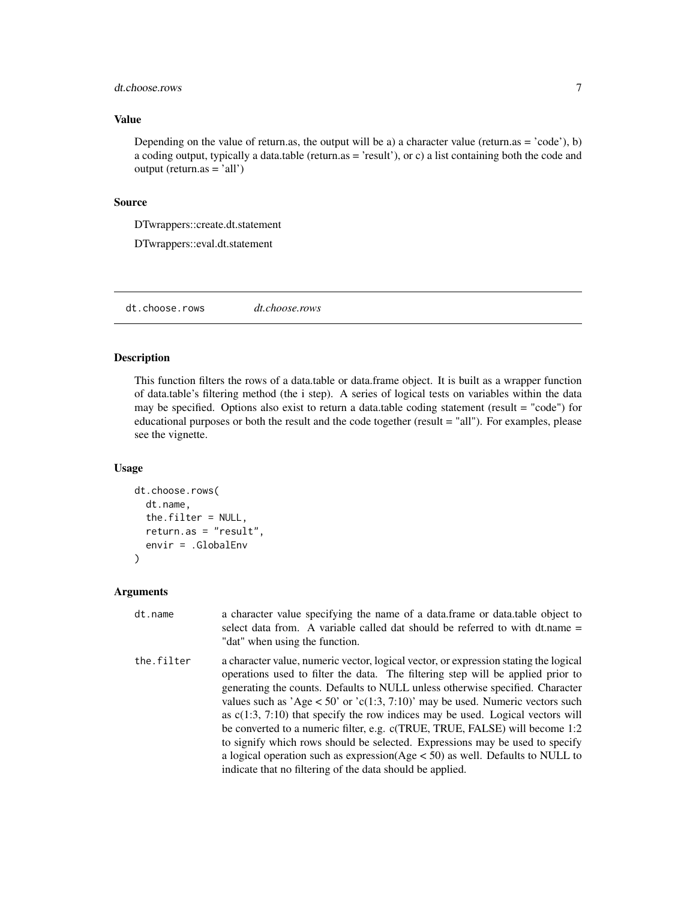### Value

Depending on the value of return.as, the output will be a) a character value (return.as = 'code'), b) a coding output, typically a data.table (return.as = 'result'), or c) a list containing both the code and output (return.as = 'all')

### Source

DTwrappers::create.dt.statement

DTwrappers::eval.dt.statement

---

## dt.choose.rows *dt.choose.rows*

### Description

This function filters the rows of a data.table or data.frame object. It is built as a wrapper function of data.table's filtering method (the i step). A series of logical tests on variables within the data may be specified. Options also exist to return a data.table coding statement (result = "code") for educational purposes or both the result and the code together (result = "all"). For examples, please see the vignette.

### Usage

```
dt.choose.rows(
  dt.name,
  the.filter = NULL,
  return.as = "result",
  envir = .GlobalEnv
)
```

### Arguments

| | |
|---|---|
| dt.name | a character value specifying the name of a data.frame or data.table object to select data from. A variable called dat should be referred to with dt.name = "dat" when using the function. |
| the.filter | a character value, numeric vector, logical vector, or expression stating the logical operations used to filter the data. The filtering step will be applied prior to generating the counts. Defaults to NULL unless otherwise specified. Character values such as 'Age < 50' or 'c(1:3, 7:10)' may be used. Numeric vectors such as c(1:3, 7:10) that specify the row indices may be used. Logical vectors will be converted to a numeric filter, e.g. c(TRUE, TRUE, FALSE) will become 1:2 to signify which rows should be selected. Expressions may be used to specify a logical operation such as expression(Age < 50) as well. Defaults to NULL to indicate that no filtering of the data should be applied. |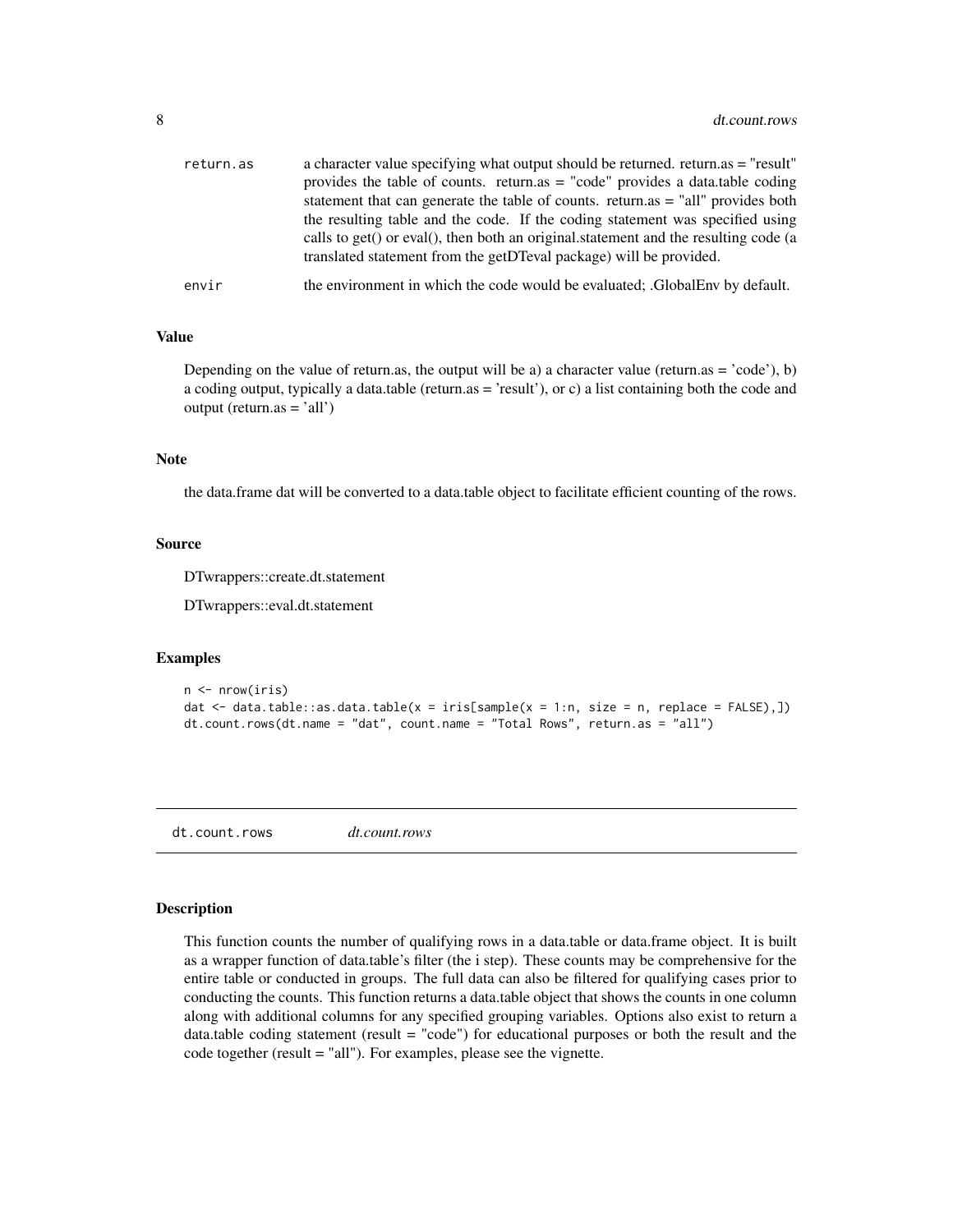| | |
|---|---|
| return.as | a character value specifying what output should be returned. return.as = "result" provides the table of counts. return.as = "code" provides a data.table coding statement that can generate the table of counts. return.as = "all" provides both the resulting table and the code. If the coding statement was specified using calls to get() or eval(), then both an original.statement and the resulting code (a translated statement from the getDTeval package) will be provided. |
| envir | the environment in which the code would be evaluated; .GlobalEnv by default. |

### Value

Depending on the value of return.as, the output will be a) a character value (return.as = 'code'), b) a coding output, typically a data.table (return.as = 'result'), or c) a list containing both the code and output (return.as = 'all')

### Note

the data.frame dat will be converted to a data.table object to facilitate efficient counting of the rows.

### Source

DTwrappers::create.dt.statement

DTwrappers::eval.dt.statement

### Examples

```
n <- nrow(iris)
dat <- data.table::as.data.table(x = iris[sample(x = 1:n, size = n, replace = FALSE),])
dt.count.rows(dt.name = "dat", count.name = "Total Rows", return.as = "all")
```

---

## dt.count.rows    *dt.count.rows*

---

### Description

This function counts the number of qualifying rows in a data.table or data.frame object. It is built as a wrapper function of data.table's filter (the i step). These counts may be comprehensive for the entire table or conducted in groups. The full data can also be filtered for qualifying cases prior to conducting the counts. This function returns a data.table object that shows the counts in one column along with additional columns for any specified grouping variables. Options also exist to return a data.table coding statement (result = "code") for educational purposes or both the result and the code together (result = "all"). For examples, please see the vignette.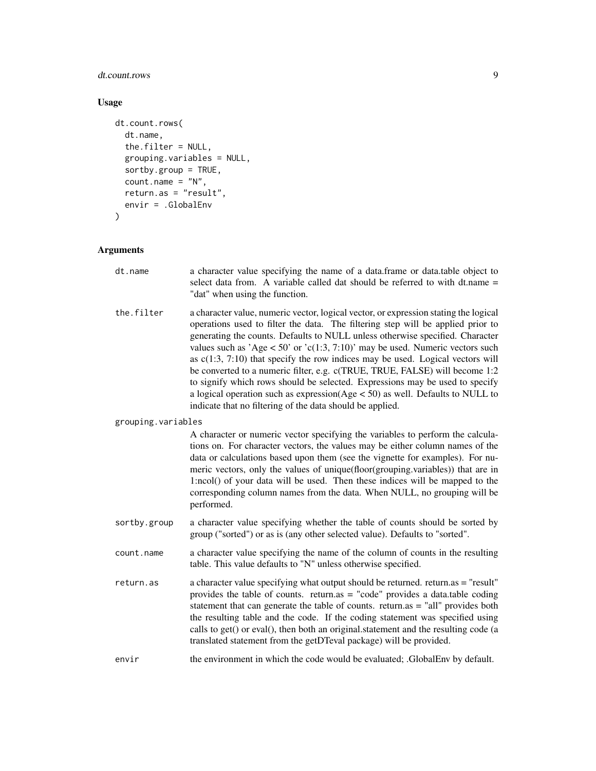## Usage

```
dt.count.rows(
  dt.name,
  the.filter = NULL,
  grouping.variables = NULL,
  sortby.group = TRUE,
  count.name = "N",
  return.as = "result",
  envir = .GlobalEnv
)
```

## Arguments

`dt.name`
: a character value specifying the name of a data.frame or data.table object to select data from. A variable called dat should be referred to with dt.name = "dat" when using the function.

`the.filter`
: a character value, numeric vector, logical vector, or expression stating the logical operations used to filter the data. The filtering step will be applied prior to generating the counts. Defaults to NULL unless otherwise specified. Character values such as 'Age < 50' or 'c(1:3, 7:10)' may be used. Numeric vectors such as c(1:3, 7:10) that specify the row indices may be used. Logical vectors will be converted to a numeric filter, e.g. c(TRUE, TRUE, FALSE) will become 1:2 to signify which rows should be selected. Expressions may be used to specify a logical operation such as expression(Age < 50) as well. Defaults to NULL to indicate that no filtering of the data should be applied.

`grouping.variables`
: A character or numeric vector specifying the variables to perform the calculations on. For character vectors, the values may be either column names of the data or calculations based upon them (see the vignette for examples). For numeric vectors, only the values of unique(floor(grouping.variables)) that are in 1:ncol() of your data will be used. Then these indices will be mapped to the corresponding column names from the data. When NULL, no grouping will be performed.

`sortby.group`
: a character value specifying whether the table of counts should be sorted by group ("sorted") or as is (any other selected value). Defaults to "sorted".

`count.name`
: a character value specifying the name of the column of counts in the resulting table. This value defaults to "N" unless otherwise specified.

`return.as`
: a character value specifying what output should be returned. return.as = "result" provides the table of counts. return.as = "code" provides a data.table coding statement that can generate the table of counts. return.as = "all" provides both the resulting table and the code. If the coding statement was specified using calls to get() or eval(), then both an original.statement and the resulting code (a translated statement from the getDTeval package) will be provided.

`envir`
: the environment in which the code would be evaluated; .GlobalEnv by default.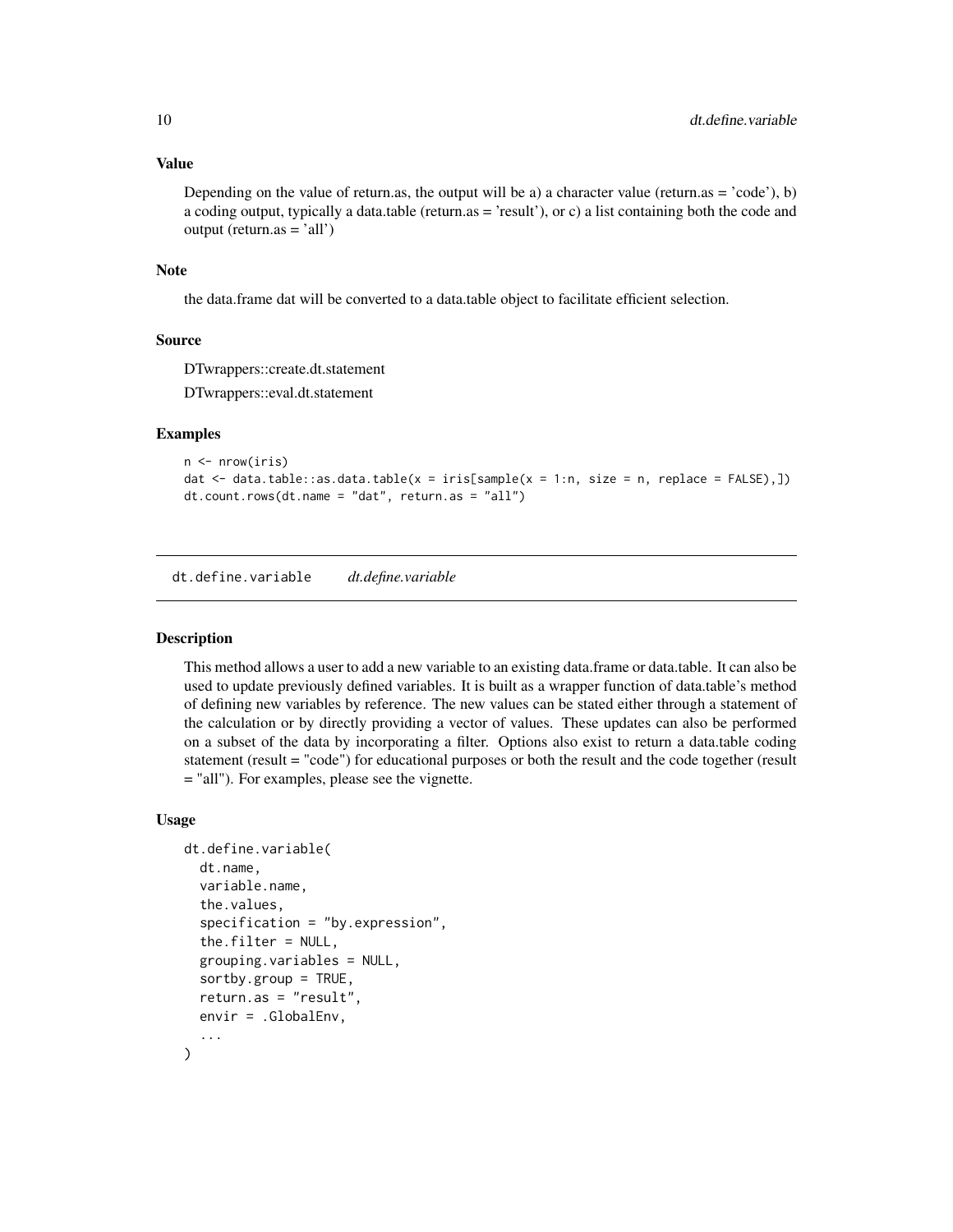### Value

Depending on the value of return.as, the output will be a) a character value (return.as = 'code'), b) a coding output, typically a data.table (return.as = 'result'), or c) a list containing both the code and output (return.as = 'all')

### Note

the data.frame dat will be converted to a data.table object to facilitate efficient selection.

### Source

DTwrappers::create.dt.statement

DTwrappers::eval.dt.statement

### Examples

```
n <- nrow(iris)
dat <- data.table::as.data.table(x = iris[sample(x = 1:n, size = n, replace = FALSE),])
dt.count.rows(dt.name = "dat", return.as = "all")
```

---

## dt.define.variable *dt.define.variable*

### Description

This method allows a user to add a new variable to an existing data.frame or data.table. It can also be used to update previously defined variables. It is built as a wrapper function of data.table's method of defining new variables by reference. The new values can be stated either through a statement of the calculation or by directly providing a vector of values. These updates can also be performed on a subset of the data by incorporating a filter. Options also exist to return a data.table coding statement (result = "code") for educational purposes or both the result and the code together (result = "all"). For examples, please see the vignette.

### Usage

```
dt.define.variable(
  dt.name,
  variable.name,
  the.values,
  specification = "by.expression",
  the.filter = NULL,
  grouping.variables = NULL,
  sortby.group = TRUE,
  return.as = "result",
  envir = .GlobalEnv,
  ...
)
```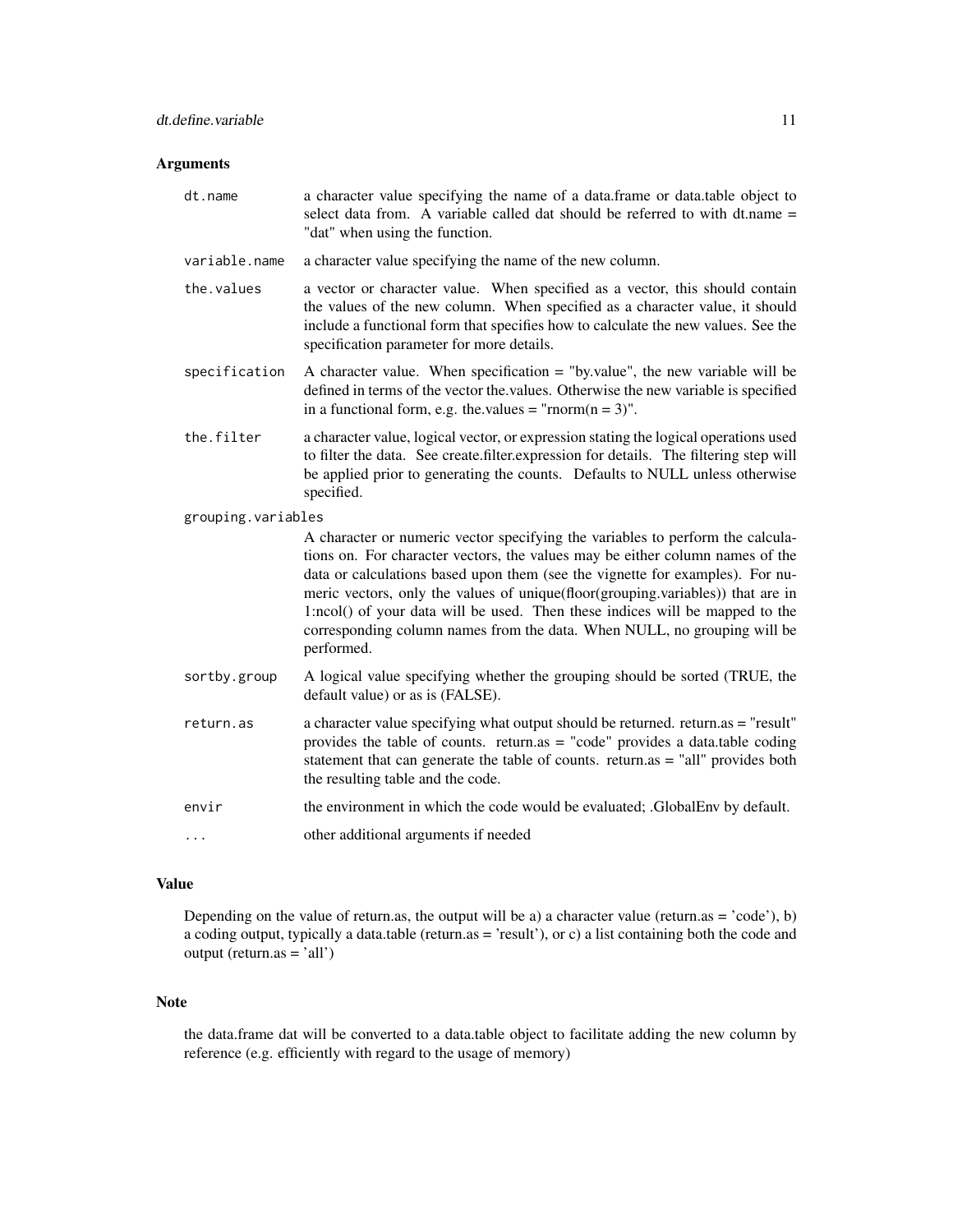### Arguments

| | |
|---|---|
| `dt.name` | a character value specifying the name of a data.frame or data.table object to select data from. A variable called dat should be referred to with dt.name = "dat" when using the function. |
| `variable.name` | a character value specifying the name of the new column. |
| `the.values` | a vector or character value. When specified as a vector, this should contain the values of the new column. When specified as a character value, it should include a functional form that specifies how to calculate the new values. See the specification parameter for more details. |
| `specification` | A character value. When specification = "by.value", the new variable will be defined in terms of the vector the.values. Otherwise the new variable is specified in a functional form, e.g. the.values = "rnorm(n = 3)". |
| `the.filter` | a character value, logical vector, or expression stating the logical operations used to filter the data. See create.filter.expression for details. The filtering step will be applied prior to generating the counts. Defaults to NULL unless otherwise specified. |
| `grouping.variables` | A character or numeric vector specifying the variables to perform the calculations on. For character vectors, the values may be either column names of the data or calculations based upon them (see the vignette for examples). For numeric vectors, only the values of unique(floor(grouping.variables)) that are in 1:ncol() of your data will be used. Then these indices will be mapped to the corresponding column names from the data. When NULL, no grouping will be performed. |
| `sortby.group` | A logical value specifying whether the grouping should be sorted (TRUE, the default value) or as is (FALSE). |
| `return.as` | a character value specifying what output should be returned. return.as = "result" provides the table of counts. return.as = "code" provides a data.table coding statement that can generate the table of counts. return.as = "all" provides both the resulting table and the code. |
| `envir` | the environment in which the code would be evaluated; .GlobalEnv by default. |
| `...` | other additional arguments if needed |

### Value

Depending on the value of return.as, the output will be a) a character value (return.as = 'code'), b) a coding output, typically a data.table (return.as = 'result'), or c) a list containing both the code and output (return.as = 'all')

### Note

the data.frame dat will be converted to a data.table object to facilitate adding the new column by reference (e.g. efficiently with regard to the usage of memory)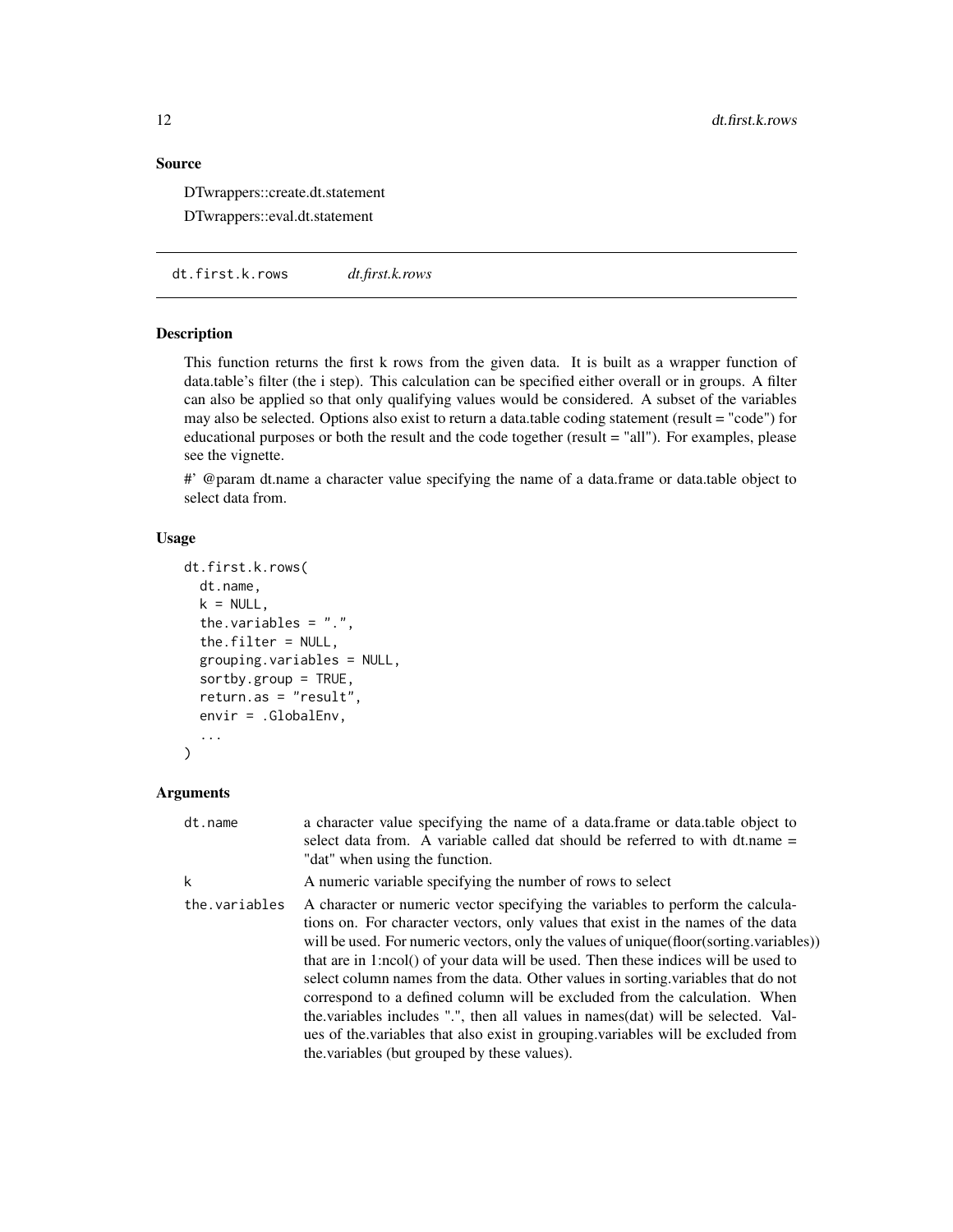### Source

DTwrappers::create.dt.statement

DTwrappers::eval.dt.statement

## dt.first.k.rows *dt.first.k.rows*

### Description

This function returns the first k rows from the given data. It is built as a wrapper function of data.table's filter (the i step). This calculation can be specified either overall or in groups. A filter can also be applied so that only qualifying values would be considered. A subset of the variables may also be selected. Options also exist to return a data.table coding statement (result = "code") for educational purposes or both the result and the code together (result = "all"). For examples, please see the vignette.

#' @param dt.name a character value specifying the name of a data.frame or data.table object to select data from.

### Usage

```
dt.first.k.rows(
  dt.name,
  k = NULL,
  the.variables = ".",
  the.filter = NULL,
  grouping.variables = NULL,
  sortby.group = TRUE,
  return.as = "result",
  envir = .GlobalEnv,
  ...
)
```

### Arguments

| | |
|---|---|
| dt.name | a character value specifying the name of a data.frame or data.table object to select data from. A variable called dat should be referred to with dt.name = "dat" when using the function. |
| k | A numeric variable specifying the number of rows to select |
| the.variables | A character or numeric vector specifying the variables to perform the calculations on. For character vectors, only values that exist in the names of the data will be used. For numeric vectors, only the values of unique(floor(sorting.variables)) that are in 1:ncol() of your data will be used. Then these indices will be used to select column names from the data. Other values in sorting.variables that do not correspond to a defined column will be excluded from the calculation. When the.variables includes ".", then all values in names(dat) will be selected. Values of the.variables that also exist in grouping.variables will be excluded from the.variables (but grouped by these values). |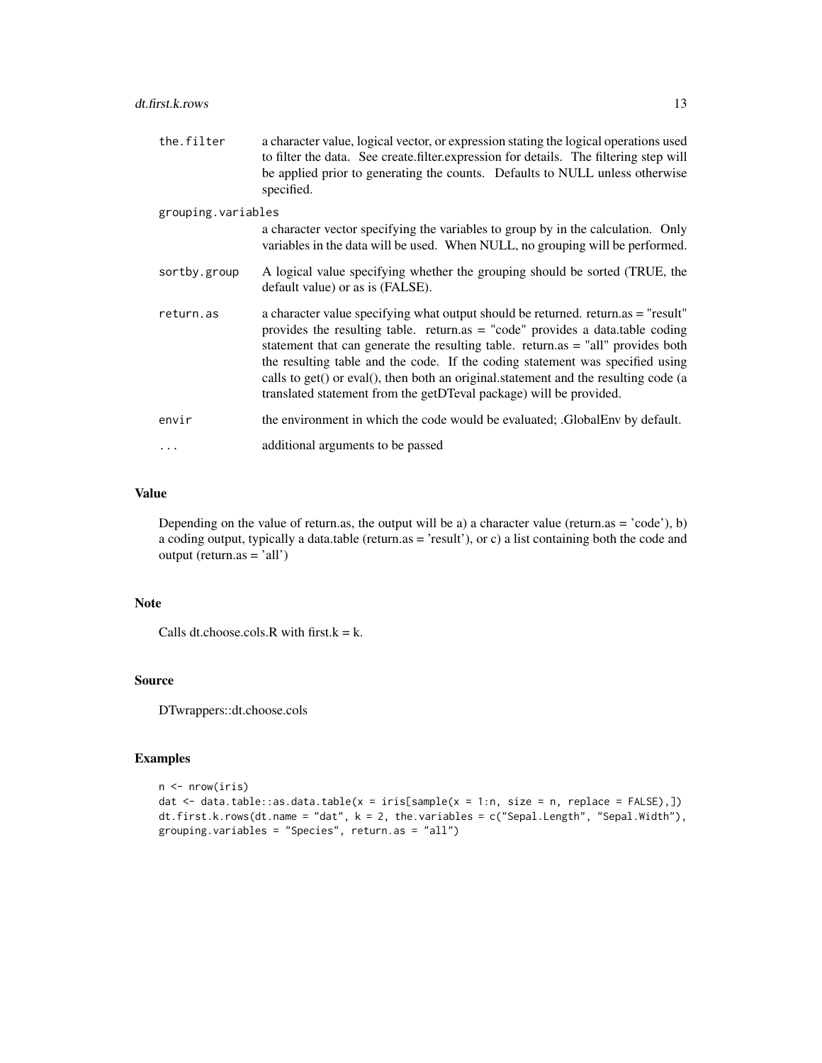| | |
|---|---|
| `the.filter` | a character value, logical vector, or expression stating the logical operations used to filter the data. See create.filter.expression for details. The filtering step will be applied prior to generating the counts. Defaults to NULL unless otherwise specified. |
| `grouping.variables` | a character vector specifying the variables to group by in the calculation. Only variables in the data will be used. When NULL, no grouping will be performed. |
| `sortby.group` | A logical value specifying whether the grouping should be sorted (TRUE, the default value) or as is (FALSE). |
| `return.as` | a character value specifying what output should be returned. return.as = "result" provides the resulting table. return.as = "code" provides a data.table coding statement that can generate the resulting table. return.as = "all" provides both the resulting table and the code. If the coding statement was specified using calls to get() or eval(), then both an original.statement and the resulting code (a translated statement from the getDTeval package) will be provided. |
| `envir` | the environment in which the code would be evaluated; .GlobalEnv by default. |
| `...` | additional arguments to be passed |

## Value

Depending on the value of return.as, the output will be a) a character value (return.as = 'code'), b) a coding output, typically a data.table (return.as = 'result'), or c) a list containing both the code and output (return.as = 'all')

## Note

Calls dt.choose.cols.R with first.k = k.

## Source

DTwrappers::dt.choose.cols

## Examples

```
n <- nrow(iris)
dat <- data.table::as.data.table(x = iris[sample(x = 1:n, size = n, replace = FALSE),])
dt.first.k.rows(dt.name = "dat", k = 2, the.variables = c("Sepal.Length", "Sepal.Width"),
grouping.variables = "Species", return.as = "all")
```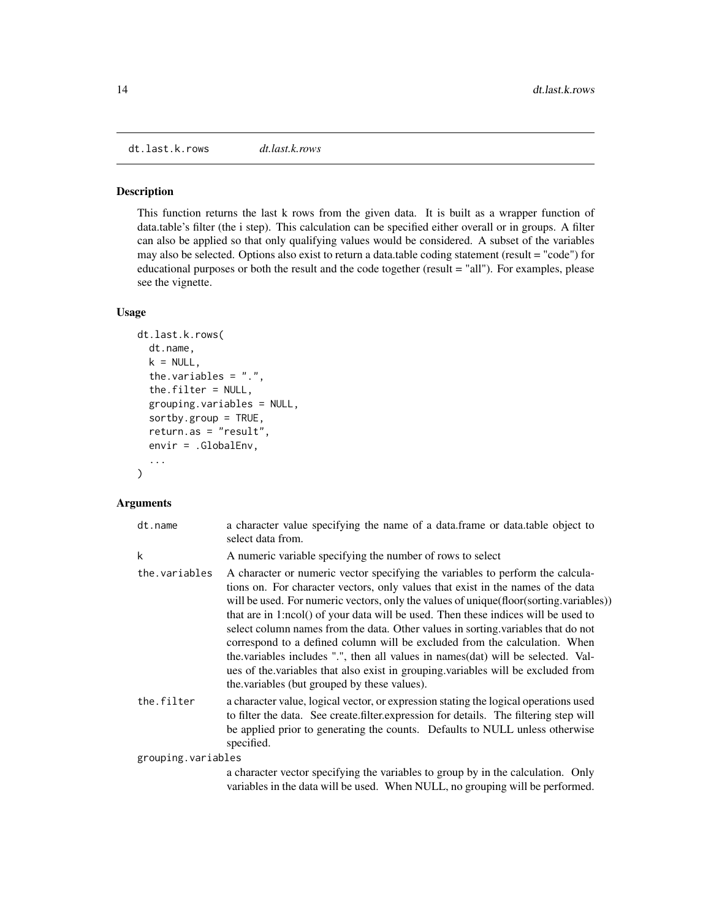# dt.last.k.rows

*dt.last.k.rows*

## Description

This function returns the last k rows from the given data. It is built as a wrapper function of data.table's filter (the i step). This calculation can be specified either overall or in groups. A filter can also be applied so that only qualifying values would be considered. A subset of the variables may also be selected. Options also exist to return a data.table coding statement (result = "code") for educational purposes or both the result and the code together (result = "all"). For examples, please see the vignette.

## Usage

```
dt.last.k.rows(
  dt.name,
  k = NULL,
  the.variables = ".",
  the.filter = NULL,
  grouping.variables = NULL,
  sortby.group = TRUE,
  return.as = "result",
  envir = .GlobalEnv,
  ...
)
```

## Arguments

| | |
|---|---|
| dt.name | a character value specifying the name of a data.frame or data.table object to select data from. |
| k | A numeric variable specifying the number of rows to select |
| the.variables | A character or numeric vector specifying the variables to perform the calculations on. For character vectors, only values that exist in the names of the data will be used. For numeric vectors, only the values of unique(floor(sorting.variables)) that are in 1:ncol() of your data will be used. Then these indices will be used to select column names from the data. Other values in sorting.variables that do not correspond to a defined column will be excluded from the calculation. When the.variables includes ".", then all values in names(dat) will be selected. Values of the.variables that also exist in grouping.variables will be excluded from the.variables (but grouped by these values). |
| the.filter | a character value, logical vector, or expression stating the logical operations used to filter the data. See create.filter.expression for details. The filtering step will be applied prior to generating the counts. Defaults to NULL unless otherwise specified. |
| grouping.variables | a character vector specifying the variables to group by in the calculation. Only variables in the data will be used. When NULL, no grouping will be performed. |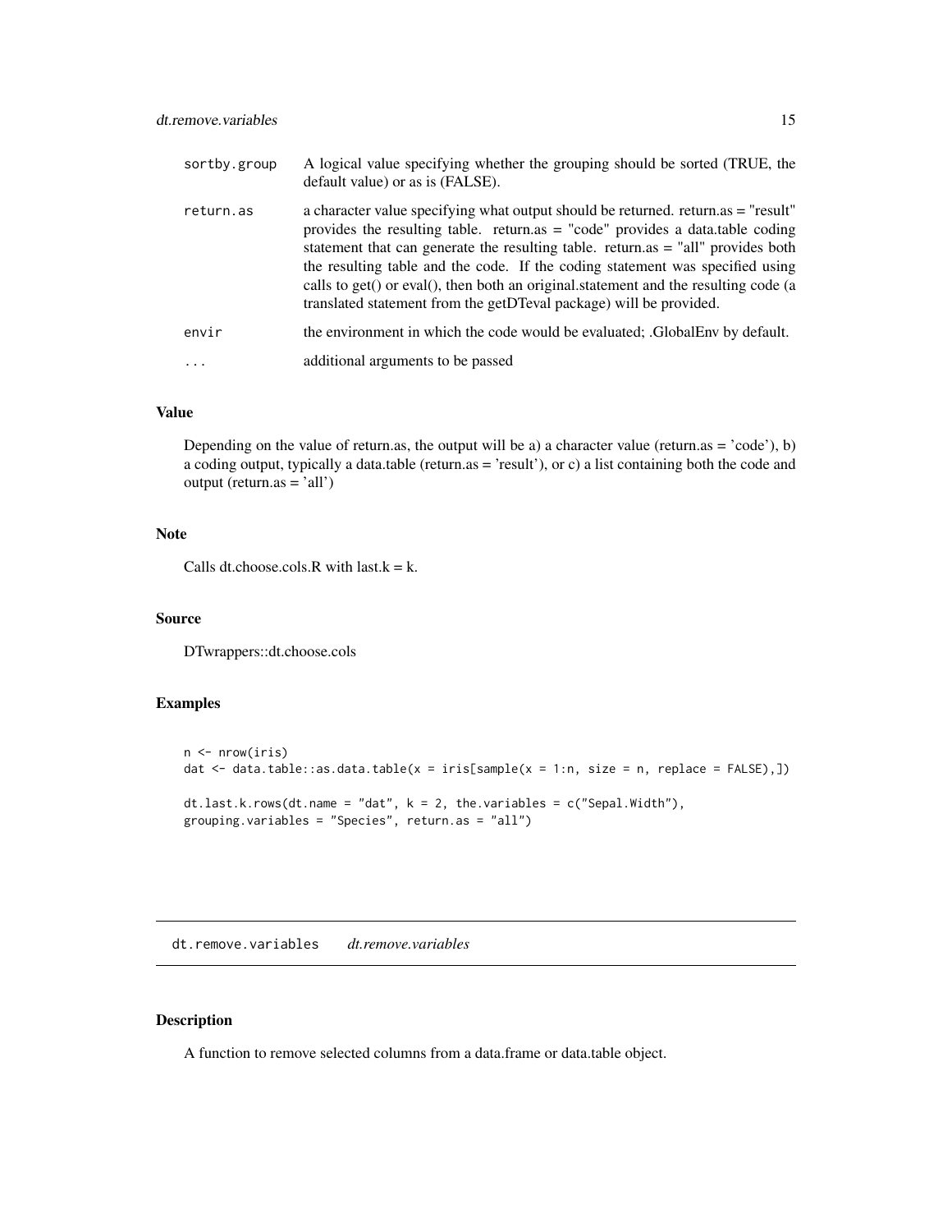| | |
|---|---|
| sortby.group | A logical value specifying whether the grouping should be sorted (TRUE, the default value) or as is (FALSE). |
| return.as | a character value specifying what output should be returned. return.as = "result" provides the resulting table. return.as = "code" provides a data.table coding statement that can generate the resulting table. return.as = "all" provides both the resulting table and the code. If the coding statement was specified using calls to get() or eval(), then both an original.statement and the resulting code (a translated statement from the getDTeval package) will be provided. |
| envir | the environment in which the code would be evaluated; .GlobalEnv by default. |
| ... | additional arguments to be passed |

### Value

Depending on the value of return.as, the output will be a) a character value (return.as = 'code'), b) a coding output, typically a data.table (return.as = 'result'), or c) a list containing both the code and output (return.as = 'all')

### Note

Calls dt.choose.cols.R with last.k = k.

### Source

DTwrappers::dt.choose.cols

### Examples

```
n <- nrow(iris)
dat <- data.table::as.data.table(x = iris[sample(x = 1:n, size = n, replace = FALSE),])

dt.last.k.rows(dt.name = "dat", k = 2, the.variables = c("Sepal.Width"),
grouping.variables = "Species", return.as = "all")
```

---

## dt.remove.variables *dt.remove.variables*

### Description

A function to remove selected columns from a data.frame or data.table object.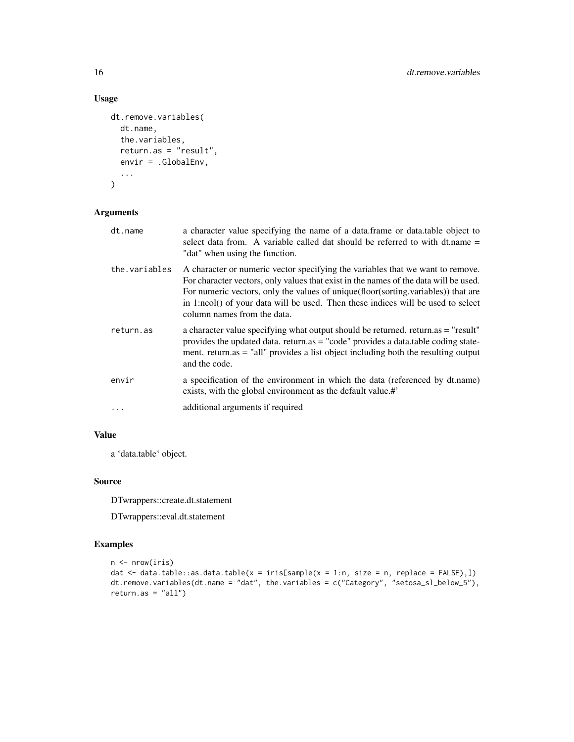## Usage

```
dt.remove.variables(
  dt.name,
  the.variables,
  return.as = "result",
  envir = .GlobalEnv,
  ...
)
```

## Arguments

| | |
|---|---|
| dt.name | a character value specifying the name of a data.frame or data.table object to select data from. A variable called dat should be referred to with dt.name = "dat" when using the function. |
| the.variables | A character or numeric vector specifying the variables that we want to remove. For character vectors, only values that exist in the names of the data will be used. For numeric vectors, only the values of unique(floor(sorting.variables)) that are in 1:ncol() of your data will be used. Then these indices will be used to select column names from the data. |
| return.as | a character value specifying what output should be returned. return.as = "result" provides the updated data. return.as = "code" provides a data.table coding statement. return.as = "all" provides a list object including both the resulting output and the code. |
| envir | a specification of the environment in which the data (referenced by dt.name) exists, with the global environment as the default value.#' |
| ... | additional arguments if required |

## Value

a 'data.table' object.

## Source

DTwrappers::create.dt.statement

DTwrappers::eval.dt.statement

## Examples

```
n <- nrow(iris)
dat <- data.table::as.data.table(x = iris[sample(x = 1:n, size = n, replace = FALSE),])
dt.remove.variables(dt.name = "dat", the.variables = c("Category", "setosa_sl_below_5"),
return.as = "all")
```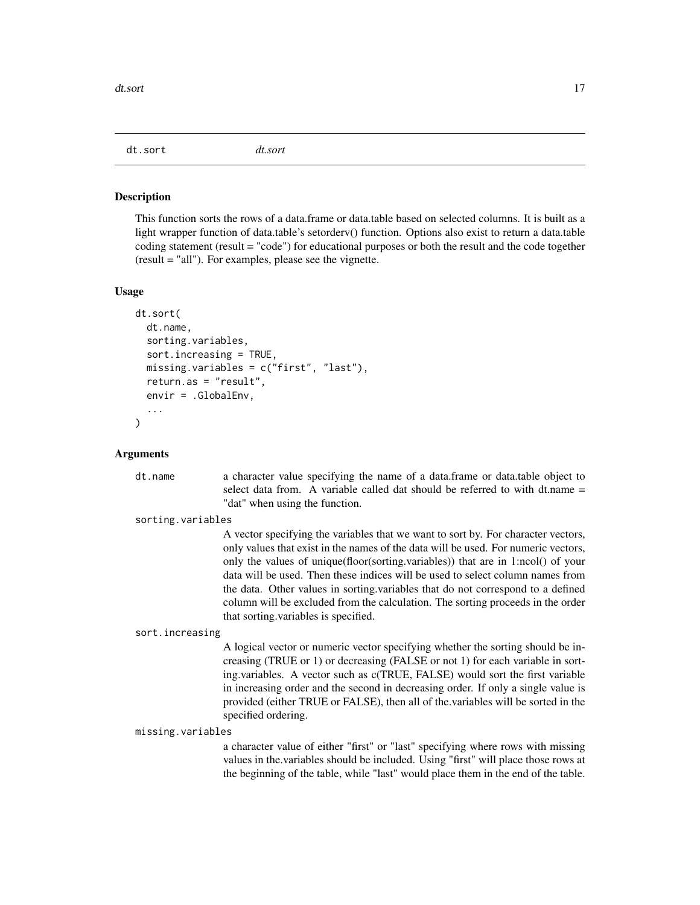dt.sort *dt.sort*

## Description

This function sorts the rows of a data.frame or data.table based on selected columns. It is built as a light wrapper function of data.table's setorderv() function. Options also exist to return a data.table coding statement (result = "code") for educational purposes or both the result and the code together (result = "all"). For examples, please see the vignette.

## Usage

```
dt.sort(
  dt.name,
  sorting.variables,
  sort.increasing = TRUE,
  missing.variables = c("first", "last"),
  return.as = "result",
  envir = .GlobalEnv,
  ...
)
```

## Arguments

`dt.name`
: a character value specifying the name of a data.frame or data.table object to select data from. A variable called dat should be referred to with dt.name = "dat" when using the function.

`sorting.variables`
: A vector specifying the variables that we want to sort by. For character vectors, only values that exist in the names of the data will be used. For numeric vectors, only the values of unique(floor(sorting.variables)) that are in 1:ncol() of your data will be used. Then these indices will be used to select column names from the data. Other values in sorting.variables that do not correspond to a defined column will be excluded from the calculation. The sorting proceeds in the order that sorting.variables is specified.

`sort.increasing`
: A logical vector or numeric vector specifying whether the sorting should be increasing (TRUE or 1) or decreasing (FALSE or not 1) for each variable in sorting.variables. A vector such as c(TRUE, FALSE) would sort the first variable in increasing order and the second in decreasing order. If only a single value is provided (either TRUE or FALSE), then all of the.variables will be sorted in the specified ordering.

`missing.variables`
: a character value of either "first" or "last" specifying where rows with missing values in the.variables should be included. Using "first" will place those rows at the beginning of the table, while "last" would place them in the end of the table.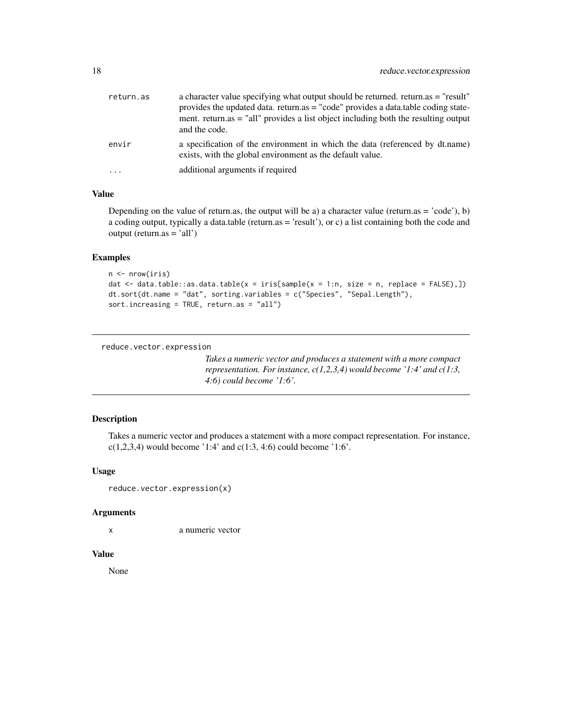| | |
|---|---|
| return.as | a character value specifying what output should be returned. return.as = "result" provides the updated data. return.as = "code" provides a data.table coding statement. return.as = "all" provides a list object including both the resulting output and the code. |
| envir | a specification of the environment in which the data (referenced by dt.name) exists, with the global environment as the default value. |
| ... | additional arguments if required |

### Value

Depending on the value of return.as, the output will be a) a character value (return.as = 'code'), b) a coding output, typically a data.table (return.as = 'result'), or c) a list containing both the code and output (return.as = 'all')

### Examples

```
n <- nrow(iris)
dat <- data.table::as.data.table(x = iris[sample(x = 1:n, size = n, replace = FALSE),])
dt.sort(dt.name = "dat", sorting.variables = c("Species", "Sepal.Length"),
sort.increasing = TRUE, return.as = "all")
```

---

## reduce.vector.expression

*Takes a numeric vector and produces a statement with a more compact representation. For instance, c(1,2,3,4) would become '1:4' and c(1:3, 4:6) could become '1:6'.*

---

### Description

Takes a numeric vector and produces a statement with a more compact representation. For instance, c(1,2,3,4) would become '1:4' and c(1:3, 4:6) could become '1:6'.

### Usage

```
reduce.vector.expression(x)
```

### Arguments

| | |
|---|---|
| x | a numeric vector |

### Value

None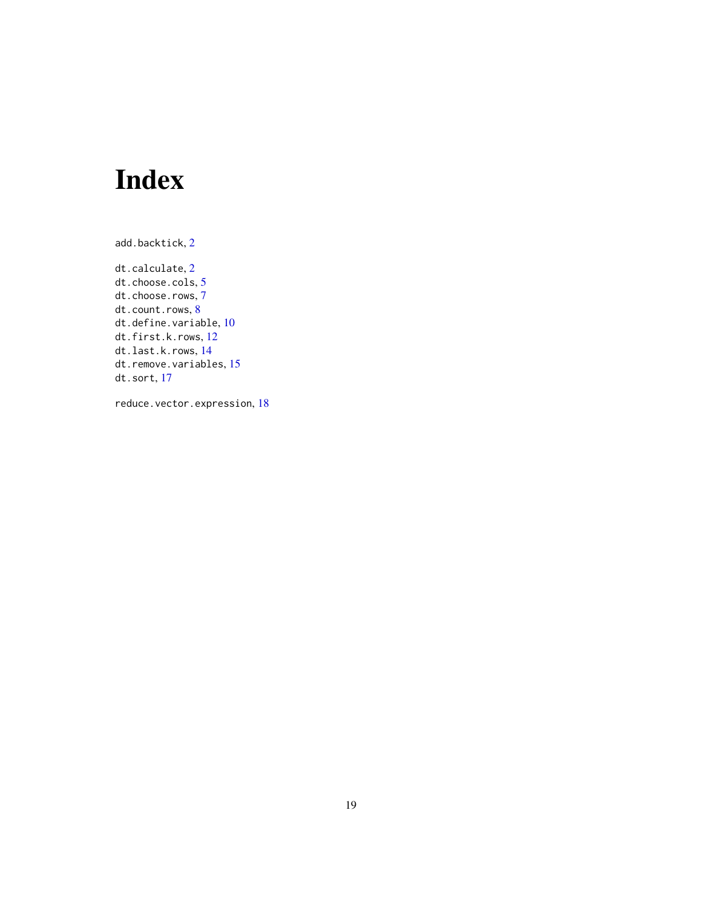# Index

add.backtick, 2

dt.calculate, 2
dt.choose.cols, 5
dt.choose.rows, 7
dt.count.rows, 8
dt.define.variable, 10
dt.first.k.rows, 12
dt.last.k.rows, 14
dt.remove.variables, 15
dt.sort, 17

reduce.vector.expression, 18